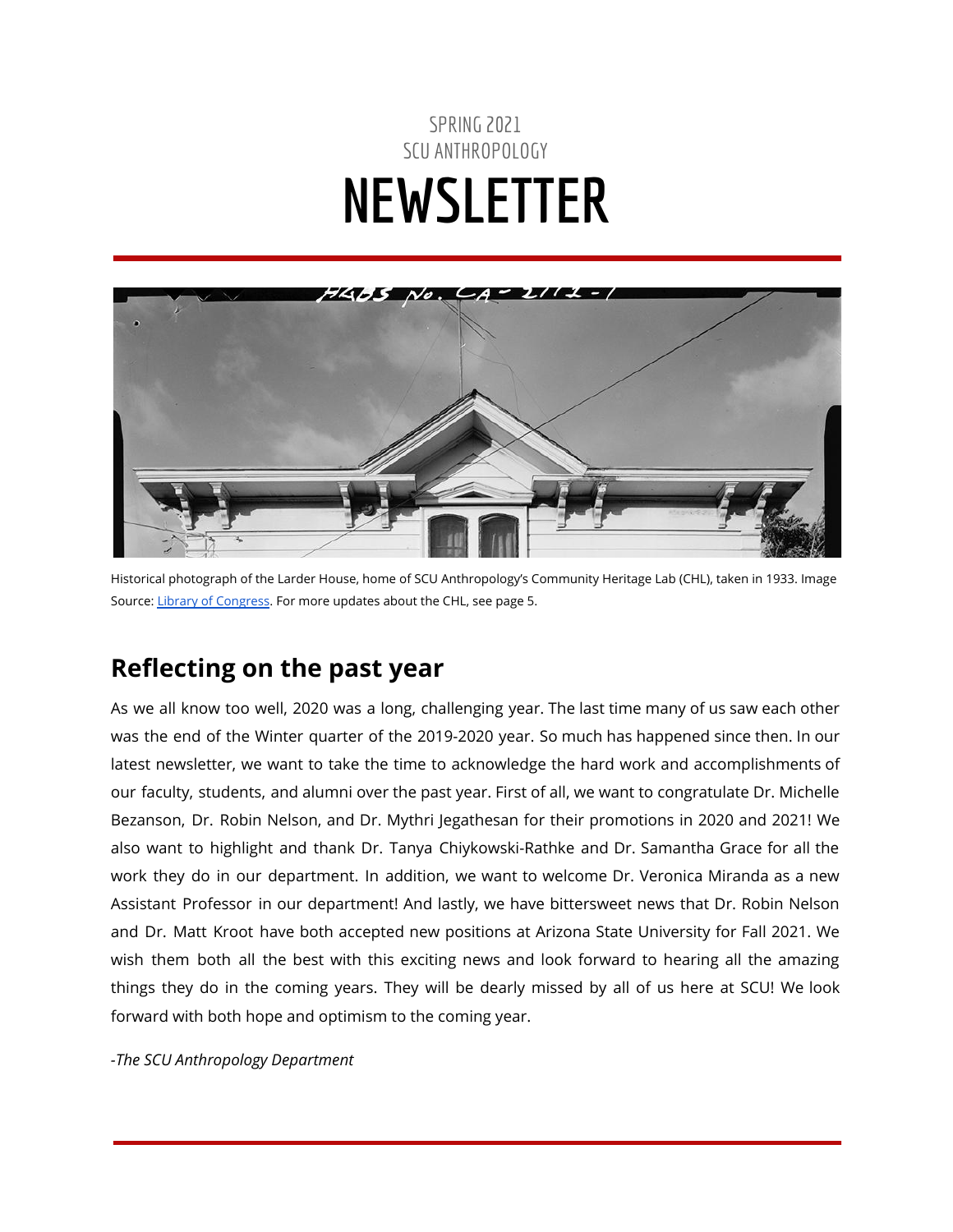SPRING 2021

SCU ANTHROPOLOGY

# NEWSLETTER

Historical photograph of the Larder House, home of SCU Anthropology's Community Heritage Lab (CHL), taken in 1933. Image Source: Library of Congress. For more updates about the CHL, see page 5.

## Reflecting on the past year

As we all know too well, 2020 was a long, challenging year. The last time many of us saw each other was the end of the Winter quarter of the 2019-2020 year. So much has happened since then. In our latest newsletter, we want to take the time to acknowledge the hard work and accomplishments of our faculty, students, and alumni over the past year. First of all, we want to congratulate Dr. Michelle Bezanson, Dr. Robin Nelson, and Dr. Mythri Jegathesan for their promotions in 2020 and 2021! We also want to highlight and thank Dr. Tanya Chiykowski-Rathke and Dr. Samantha Grace for all the work they do in our department. In addition, we want to welcome Dr. Veronica Miranda as a new Assistant Professor in our department! And lastly, we have bittersweet news that Dr. Robin Nelson and Dr. Matt Kroot have both accepted new positions at Arizona State University for Fall 2021. We wish them both all the best with this exciting news and look forward to hearing all the amazing things they do in the coming years. They will be dearly missed by all of us here at SCU! We look forward with both hope and optimism to the coming year.

*-The SCU Anthropology Department*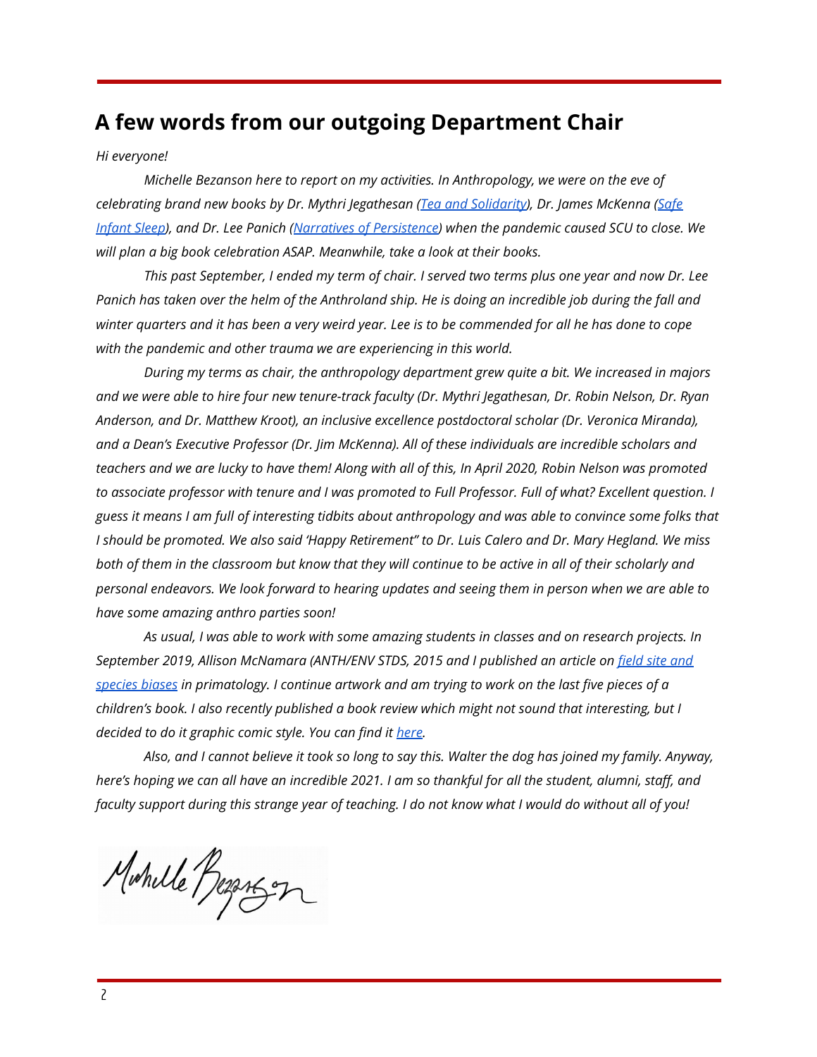## A few words from our outgoing Department Chair

*Hi everyone!*

*Michelle Bezanson here to report on my activities. In Anthropology, we were on the eve of celebrating brand new books by Dr. Mythri Jegathesan (Tea and Solidarity), Dr. James McKenna (Safe Infant Sleep), and Dr. Lee Panich (Narratives of Persistence) when the pandemic caused SCU to close. We will plan a big book celebration ASAP. Meanwhile, take a look at their books.*

*This past September, I ended my term of chair. I served two terms plus one year and now Dr. Lee Panich has taken over the helm of the Anthroland ship. He is doing an incredible job during the fall and winter quarters and it has been a very weird year. Lee is to be commended for all he has done to cope with the pandemic and other trauma we are experiencing in this world.*

*During my terms as chair, the anthropology department grew quite a bit. We increased in majors and we were able to hire four new tenure-track faculty (Dr. Mythri Jegathesan, Dr. Robin Nelson, Dr. Ryan Anderson, and Dr. Matthew Kroot), an inclusive excellence postdoctoral scholar (Dr. Veronica Miranda), and a Dean's Executive Professor (Dr. Jim McKenna). All of these individuals are incredible scholars and teachers and we are lucky to have them! Along with all of this, In April 2020, Robin Nelson was promoted to associate professor with tenure and I was promoted to Full Professor. Full of what? Excellent question. I guess it means I am full of interesting tidbits about anthropology and was able to convince some folks that I should be promoted. We also said 'Happy Retirement" to Dr. Luis Calero and Dr. Mary Hegland. We miss both of them in the classroom but know that they will continue to be active in all of their scholarly and personal endeavors. We look forward to hearing updates and seeing them in person when we are able to have some amazing anthro parties soon!*

*As usual, I was able to work with some amazing students in classes and on research projects. In September 2019, Allison McNamara (ANTH/ENV STDS, 2015 and I published an article on field site and species biases in primatology. I continue artwork and am trying to work on the last five pieces of a children's book. I also recently published a book review which might not sound that interesting, but I decided to do it graphic comic style. You can find it here.*

*Also, and I cannot believe it took so long to say this. Walter the dog has joined my family. Anyway, here's hoping we can all have an incredible 2021. I am so thankful for all the student, alumni, staff, and faculty support during this strange year of teaching. I do not know what I would do without all of you!*

Michelle Bezanson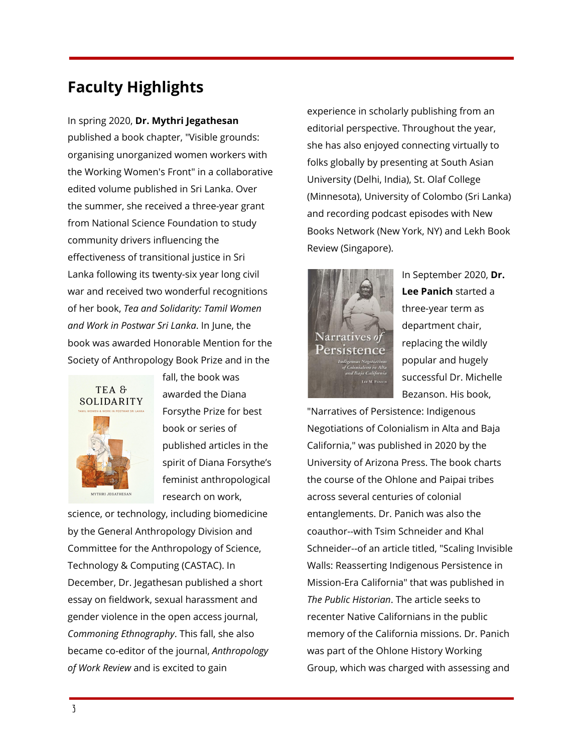## Faculty Highlights

In spring 2020, **Dr. Mythri Jegathesan** published a book chapter, "Visible grounds: organising unorganized women workers with the Working Women's Front" in a collaborative edited volume published in Sri Lanka. Over the summer, she received a three-year grant from National Science Foundation to study community drivers influencing the effectiveness of transitional justice in Sri Lanka following its twenty-six year long civil war and received two wonderful recognitions of her book, *Tea and Solidarity: Tamil Women and Work in Postwar Sri Lanka*. In June, the book was awarded Honorable Mention for the Society of Anthropology Book Prize and in the fall, the book was awarded the Diana Forsythe Prize for best book or series of published articles in the spirit of Diana Forsythe's feminist anthropological research on work, science, or technology, including biomedicine by the General Anthropology Division and Committee for the Anthropology of Science, Technology & Computing (CASTAC). In December, Dr. Jegathesan published a short essay on fieldwork, sexual harassment and gender violence in the open access journal, *Commoning Ethnography*. This fall, she also became co-editor of the journal, *Anthropology of Work Review* and is excited to gain experience in scholarly publishing from an editorial perspective. Throughout the year, she has also enjoyed connecting virtually to folks globally by presenting at South Asian University (Delhi, India), St. Olaf College (Minnesota), University of Colombo (Sri Lanka) and recording podcast episodes with New Books Network (New York, NY) and Lekh Book Review (Singapore).

In September 2020, **Dr. Lee Panich** started a three-year term as department chair, replacing the wildly popular and hugely successful Dr. Michelle Bezanson. His book, "Narratives of Persistence: Indigenous Negotiations of Colonialism in Alta and Baja California," was published in 2020 by the University of Arizona Press. The book charts the course of the Ohlone and Paipai tribes across several centuries of colonial entanglements. Dr. Panich was also the coauthor--with Tsim Schneider and Khal Schneider--of an article titled, "Scaling Invisible Walls: Reasserting Indigenous Persistence in Mission-Era California" that was published in *The Public Historian*. The article seeks to recenter Native Californians in the public memory of the California missions. Dr. Panich was part of the Ohlone History Working Group, which was charged with assessing and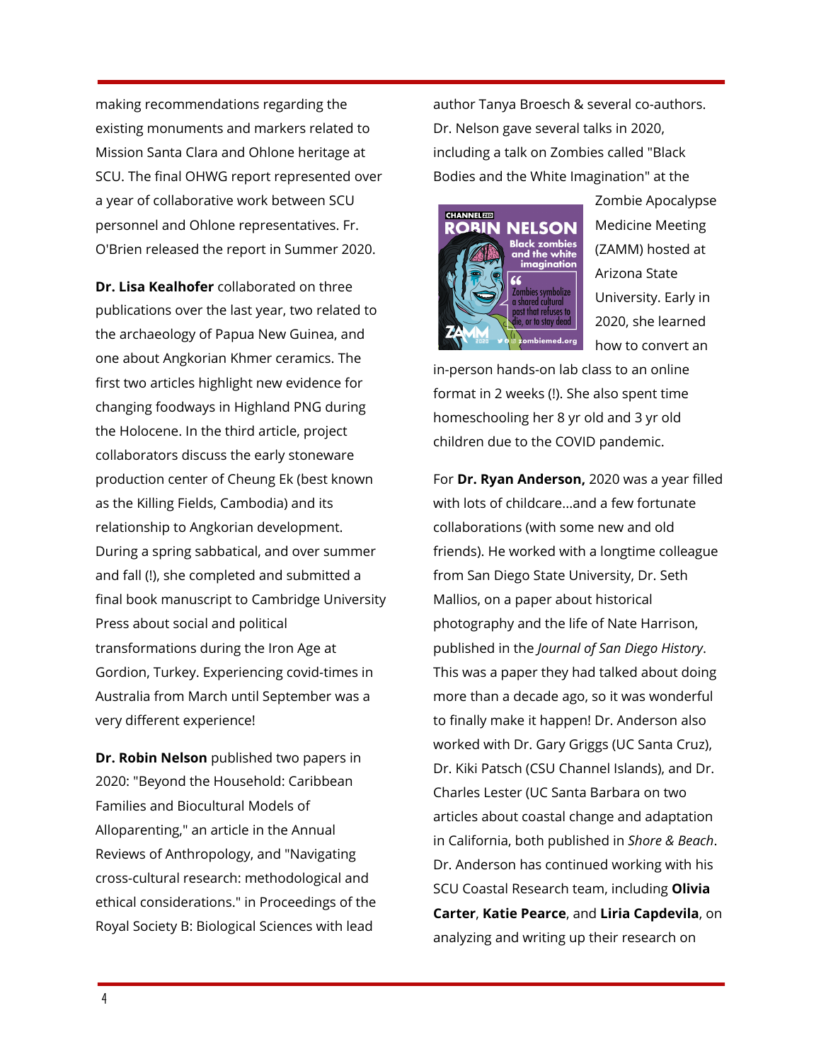making recommendations regarding the existing monuments and markers related to Mission Santa Clara and Ohlone heritage at SCU. The final OHWG report represented over a year of collaborative work between SCU personnel and Ohlone representatives. Fr. O'Brien released the report in Summer 2020.

**Dr. Lisa Kealhofer** collaborated on three publications over the last year, two related to the archaeology of Papua New Guinea, and one about Angkorian Khmer ceramics. The first two articles highlight new evidence for changing foodways in Highland PNG during the Holocene. In the third article, project collaborators discuss the early stoneware production center of Cheung Ek (best known as the Killing Fields, Cambodia) and its relationship to Angkorian development. During a spring sabbatical, and over summer and fall (!), she completed and submitted a final book manuscript to Cambridge University Press about social and political transformations during the Iron Age at Gordion, Turkey. Experiencing covid-times in Australia from March until September was a very different experience!

**Dr. Robin Nelson** published two papers in 2020: "Beyond the Household: Caribbean Families and Biocultural Models of Alloparenting," an article in the Annual Reviews of Anthropology, and "Navigating cross-cultural research: methodological and ethical considerations." in Proceedings of the Royal Society B: Biological Sciences with lead author Tanya Broesch & several co-authors. Dr. Nelson gave several talks in 2020, including a talk on Zombies called "Black Bodies and the White Imagination" at the Zombie Apocalypse Medicine Meeting (ZAMM) hosted at Arizona State University. Early in 2020, she learned how to convert an in-person hands-on lab class to an online format in 2 weeks (!). She also spent time homeschooling her 8 yr old and 3 yr old children due to the COVID pandemic.

For **Dr. Ryan Anderson,** 2020 was a year filled with lots of childcare...and a few fortunate collaborations (with some new and old friends). He worked with a longtime colleague from San Diego State University, Dr. Seth Mallios, on a paper about historical photography and the life of Nate Harrison, published in the *Journal of San Diego History*. This was a paper they had talked about doing more than a decade ago, so it was wonderful to finally make it happen! Dr. Anderson also worked with Dr. Gary Griggs (UC Santa Cruz), Dr. Kiki Patsch (CSU Channel Islands), and Dr. Charles Lester (UC Santa Barbara on two articles about coastal change and adaptation in California, both published in *Shore & Beach*. Dr. Anderson has continued working with his SCU Coastal Research team, including **Olivia Carter**, **Katie Pearce**, and **Liria Capdevila**, on analyzing and writing up their research on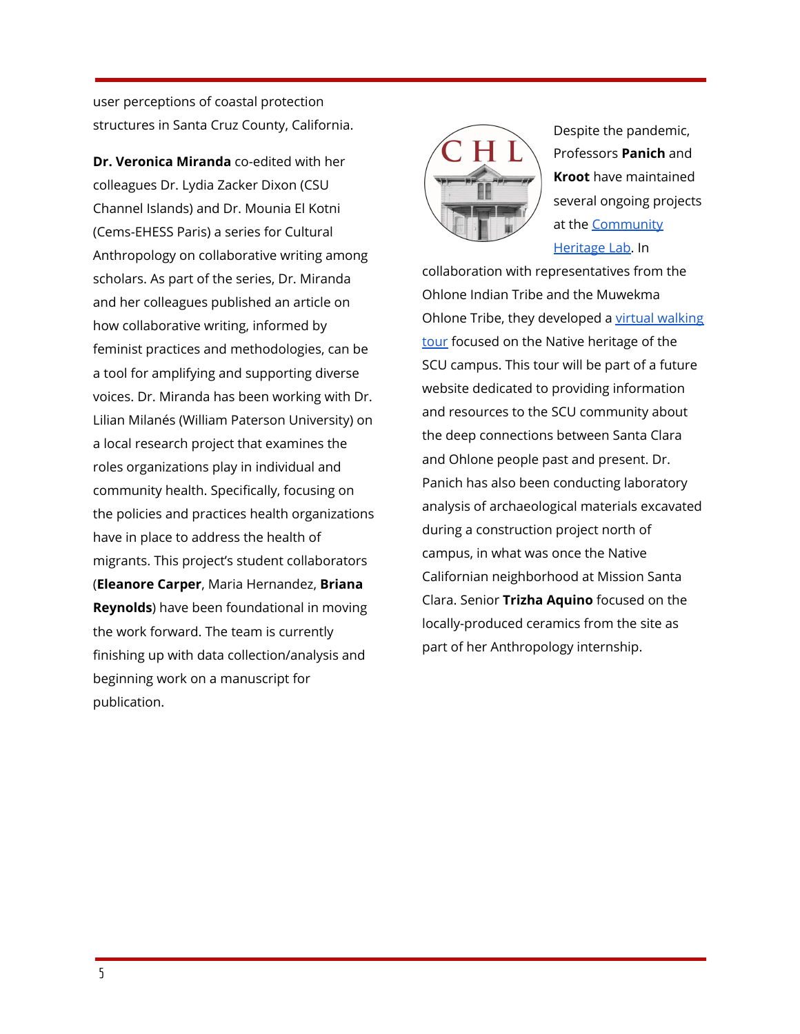user perceptions of coastal protection structures in Santa Cruz County, California.

**Dr. Veronica Miranda** co-edited with her colleagues Dr. Lydia Zacker Dixon (CSU Channel Islands) and Dr. Mounia El Kotni (Cems-EHESS Paris) a series for Cultural Anthropology on collaborative writing among scholars. As part of the series, Dr. Miranda and her colleagues published an article on how collaborative writing, informed by feminist practices and methodologies, can be a tool for amplifying and supporting diverse voices. Dr. Miranda has been working with Dr. Lilian Milanés (William Paterson University) on a local research project that examines the roles organizations play in individual and community health. Specifically, focusing on the policies and practices health organizations have in place to address the health of migrants. This project's student collaborators (**Eleanore Carper**, Maria Hernandez, **Briana Reynolds**) have been foundational in moving the work forward. The team is currently finishing up with data collection/analysis and beginning work on a manuscript for publication.

Despite the pandemic, Professors **Panich** and **Kroot** have maintained several ongoing projects at the Community Heritage Lab. In collaboration with representatives from the Ohlone Indian Tribe and the Muwekma Ohlone Tribe, they developed a virtual walking tour focused on the Native heritage of the SCU campus. This tour will be part of a future website dedicated to providing information and resources to the SCU community about the deep connections between Santa Clara and Ohlone people past and present. Dr. Panich has also been conducting laboratory analysis of archaeological materials excavated during a construction project north of campus, in what was once the Native Californian neighborhood at Mission Santa Clara. Senior **Trizha Aquino** focused on the locally-produced ceramics from the site as part of her Anthropology internship.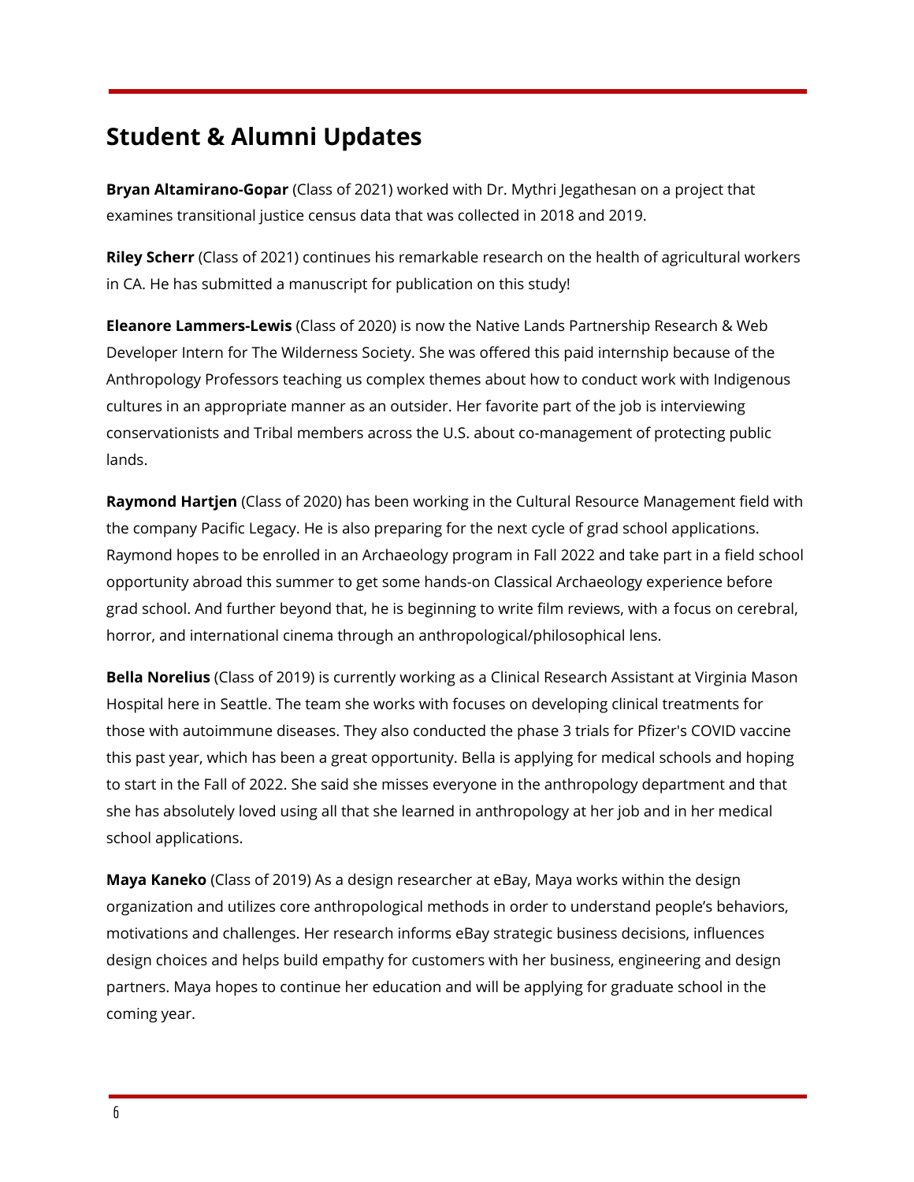## Student & Alumni Updates

**Bryan Altamirano-Gopar** (Class of 2021) worked with Dr. Mythri Jegathesan on a project that examines transitional justice census data that was collected in 2018 and 2019.

**Riley Scherr** (Class of 2021) continues his remarkable research on the health of agricultural workers in CA. He has submitted a manuscript for publication on this study!

**Eleanore Lammers-Lewis** (Class of 2020) is now the Native Lands Partnership Research & Web Developer Intern for The Wilderness Society. She was offered this paid internship because of the Anthropology Professors teaching us complex themes about how to conduct work with Indigenous cultures in an appropriate manner as an outsider. Her favorite part of the job is interviewing conservationists and Tribal members across the U.S. about co-management of protecting public lands.

**Raymond Hartjen** (Class of 2020) has been working in the Cultural Resource Management field with the company Pacific Legacy. He is also preparing for the next cycle of grad school applications. Raymond hopes to be enrolled in an Archaeology program in Fall 2022 and take part in a field school opportunity abroad this summer to get some hands-on Classical Archaeology experience before grad school. And further beyond that, he is beginning to write film reviews, with a focus on cerebral, horror, and international cinema through an anthropological/philosophical lens.

**Bella Norelius** (Class of 2019) is currently working as a Clinical Research Assistant at Virginia Mason Hospital here in Seattle. The team she works with focuses on developing clinical treatments for those with autoimmune diseases. They also conducted the phase 3 trials for Pfizer's COVID vaccine this past year, which has been a great opportunity. Bella is applying for medical schools and hoping to start in the Fall of 2022. She said she misses everyone in the anthropology department and that she has absolutely loved using all that she learned in anthropology at her job and in her medical school applications.

**Maya Kaneko** (Class of 2019) As a design researcher at eBay, Maya works within the design organization and utilizes core anthropological methods in order to understand people's behaviors, motivations and challenges. Her research informs eBay strategic business decisions, influences design choices and helps build empathy for customers with her business, engineering and design partners. Maya hopes to continue her education and will be applying for graduate school in the coming year.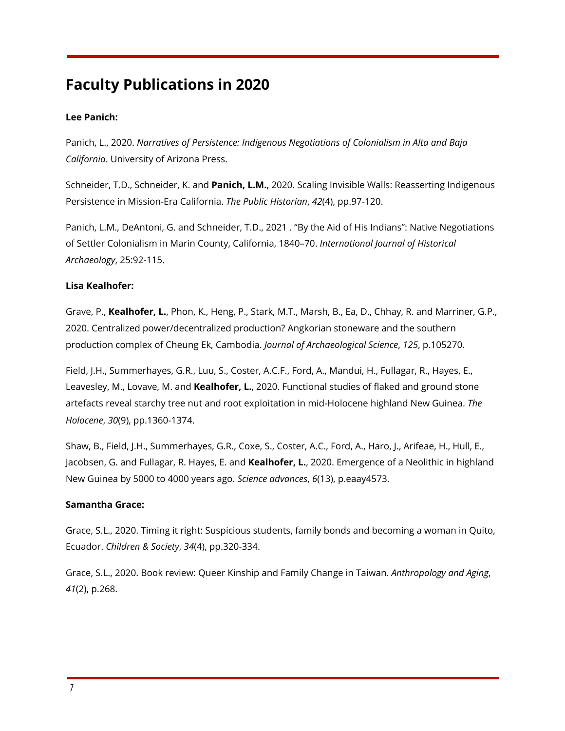# Faculty Publications in 2020

**Lee Panich:**

Panich, L., 2020. *Narratives of Persistence: Indigenous Negotiations of Colonialism in Alta and Baja California*. University of Arizona Press.

Schneider, T.D., Schneider, K. and **Panich, L.M.**, 2020. Scaling Invisible Walls: Reasserting Indigenous Persistence in Mission-Era California. *The Public Historian*, *42*(4), pp.97-120.

Panich, L.M., DeAntoni, G. and Schneider, T.D., 2021 . "By the Aid of His Indians": Native Negotiations of Settler Colonialism in Marin County, California, 1840–70. *International Journal of Historical Archaeology*, 25:92-115.

**Lisa Kealhofer:**

Grave, P., **Kealhofer, L.**, Phon, K., Heng, P., Stark, M.T., Marsh, B., Ea, D., Chhay, R. and Marriner, G.P., 2020. Centralized power/decentralized production? Angkorian stoneware and the southern production complex of Cheung Ek, Cambodia. *Journal of Archaeological Science*, *125*, p.105270.

Field, J.H., Summerhayes, G.R., Luu, S., Coster, A.C.F., Ford, A., Mandui, H., Fullagar, R., Hayes, E., Leavesley, M., Lovave, M. and **Kealhofer, L.**, 2020. Functional studies of flaked and ground stone artefacts reveal starchy tree nut and root exploitation in mid-Holocene highland New Guinea. *The Holocene*, *30*(9), pp.1360-1374.

Shaw, B., Field, J.H., Summerhayes, G.R., Coxe, S., Coster, A.C., Ford, A., Haro, J., Arifeae, H., Hull, E., Jacobsen, G. and Fullagar, R. Hayes, E. and **Kealhofer, L.**, 2020. Emergence of a Neolithic in highland New Guinea by 5000 to 4000 years ago. *Science advances*, *6*(13), p.eaay4573.

**Samantha Grace:**

Grace, S.L., 2020. Timing it right: Suspicious students, family bonds and becoming a woman in Quito, Ecuador. *Children & Society*, *34*(4), pp.320-334.

Grace, S.L., 2020. Book review: Queer Kinship and Family Change in Taiwan. *Anthropology and Aging*, *41*(2), p.268.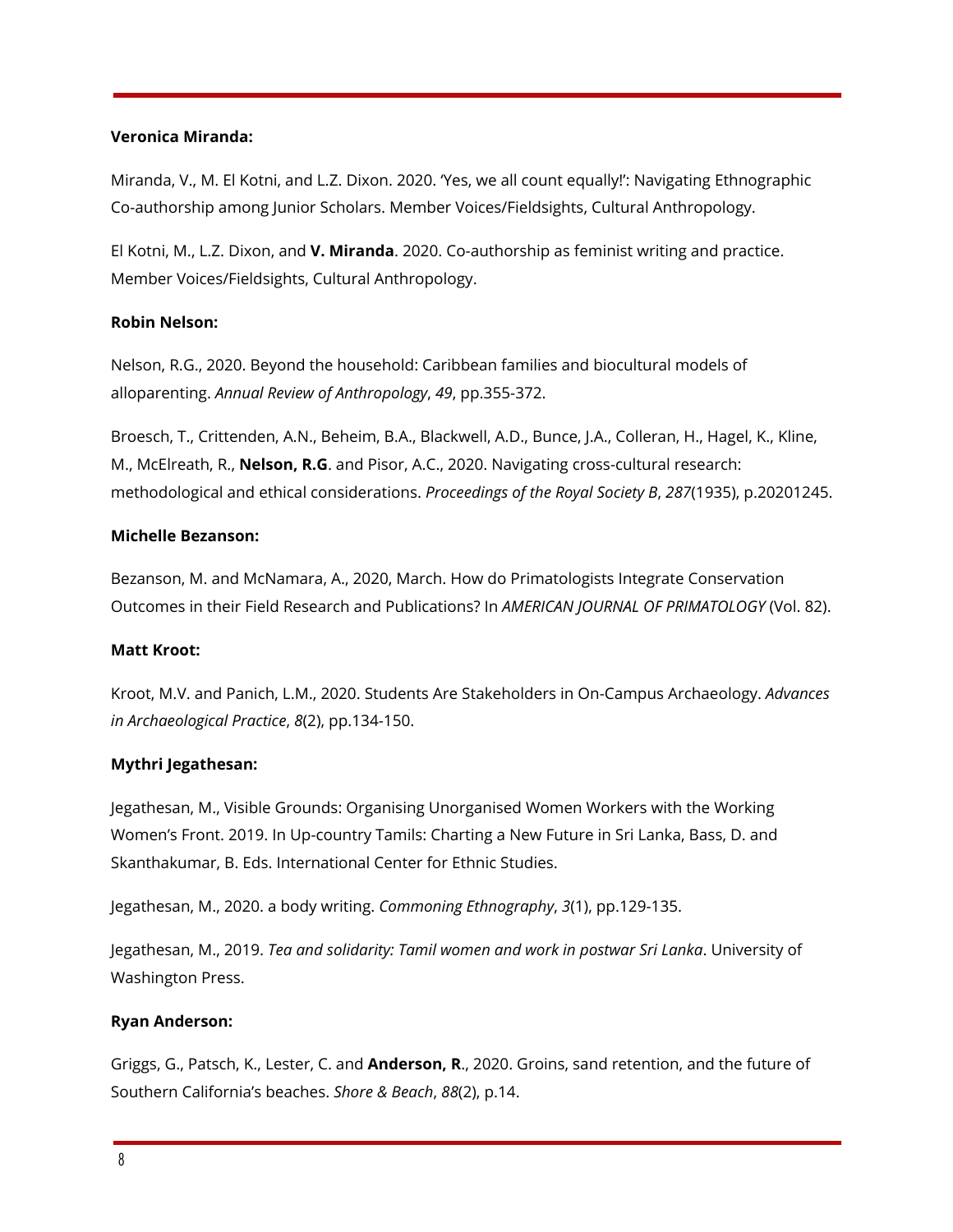**Veronica Miranda:**

Miranda, V., M. El Kotni, and L.Z. Dixon. 2020. 'Yes, we all count equally!': Navigating Ethnographic Co-authorship among Junior Scholars. Member Voices/Fieldsights, Cultural Anthropology.

El Kotni, M., L.Z. Dixon, and **V. Miranda**. 2020. Co-authorship as feminist writing and practice. Member Voices/Fieldsights, Cultural Anthropology.

**Robin Nelson:**

Nelson, R.G., 2020. Beyond the household: Caribbean families and biocultural models of alloparenting. *Annual Review of Anthropology*, *49*, pp.355-372.

Broesch, T., Crittenden, A.N., Beheim, B.A., Blackwell, A.D., Bunce, J.A., Colleran, H., Hagel, K., Kline, M., McElreath, R., **Nelson, R.G**. and Pisor, A.C., 2020. Navigating cross-cultural research: methodological and ethical considerations. *Proceedings of the Royal Society B*, *287*(1935), p.20201245.

**Michelle Bezanson:**

Bezanson, M. and McNamara, A., 2020, March. How do Primatologists Integrate Conservation Outcomes in their Field Research and Publications? In *AMERICAN JOURNAL OF PRIMATOLOGY* (Vol. 82).

**Matt Kroot:**

Kroot, M.V. and Panich, L.M., 2020. Students Are Stakeholders in On-Campus Archaeology. *Advances in Archaeological Practice*, *8*(2), pp.134-150.

**Mythri Jegathesan:**

Jegathesan, M., Visible Grounds: Organising Unorganised Women Workers with the Working Women's Front. 2019. In Up-country Tamils: Charting a New Future in Sri Lanka, Bass, D. and Skanthakumar, B. Eds. International Center for Ethnic Studies.

Jegathesan, M., 2020. a body writing. *Commoning Ethnography*, *3*(1), pp.129-135.

Jegathesan, M., 2019. *Tea and solidarity: Tamil women and work in postwar Sri Lanka*. University of Washington Press.

**Ryan Anderson:**

Griggs, G., Patsch, K., Lester, C. and **Anderson, R**., 2020. Groins, sand retention, and the future of Southern California's beaches. *Shore & Beach*, *88*(2), p.14.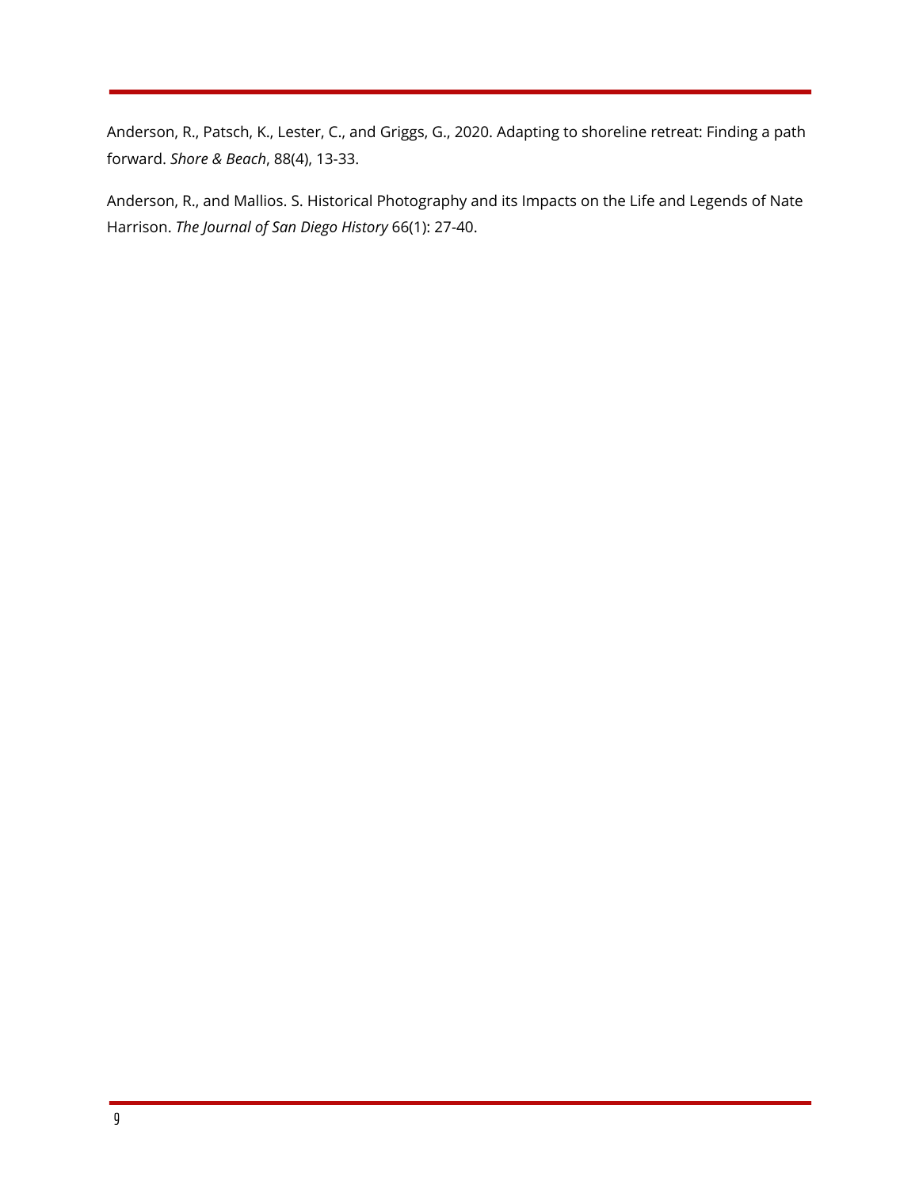Anderson, R., Patsch, K., Lester, C., and Griggs, G., 2020. Adapting to shoreline retreat: Finding a path forward. *Shore & Beach*, 88(4), 13-33.

Anderson, R., and Mallios. S. Historical Photography and its Impacts on the Life and Legends of Nate Harrison. *The Journal of San Diego History* 66(1): 27-40.